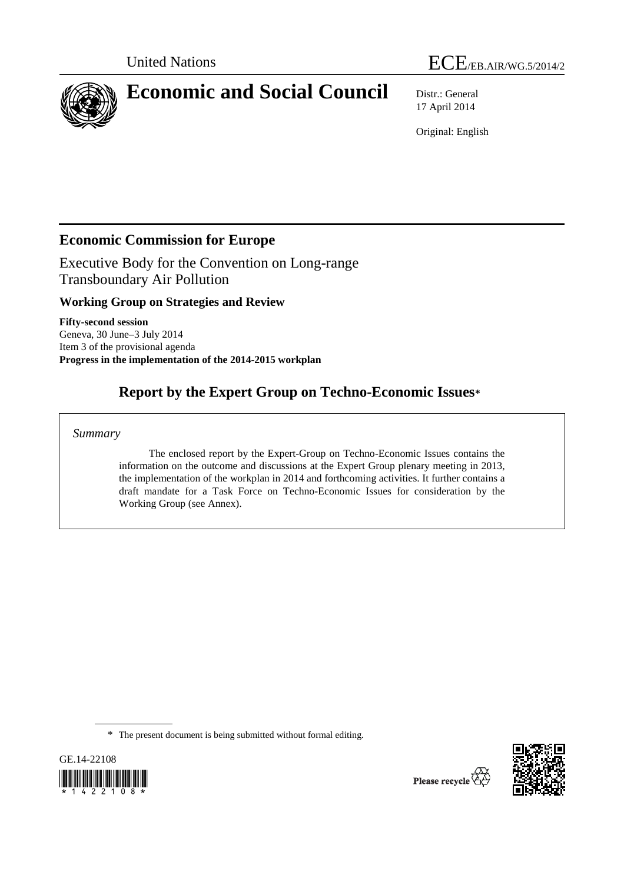United Nations

ECE/EB.AIR/WG.5/2014/2

# Economic and Social Council

Distr.: General
17 April 2014

Original: English

## Economic Commission for Europe

Executive Body for the Convention on Long-range Transboundary Air Pollution

### Working Group on Strategies and Review

**Fifty-second session**
Geneva, 30 June–3 July 2014
Item 3 of the provisional agenda
**Progress in the implementation of the 2014-2015 workplan**

## Report by the Expert Group on Techno-Economic Issues*

*Summary*

The enclosed report by the Expert-Group on Techno-Economic Issues contains the information on the outcome and discussions at the Expert Group plenary meeting in 2013, the implementation of the workplan in 2014 and forthcoming activities. It further contains a draft mandate for a Task Force on Techno-Economic Issues for consideration by the Working Group (see Annex).

\* The present document is being submitted without formal editing.

GE.14-22108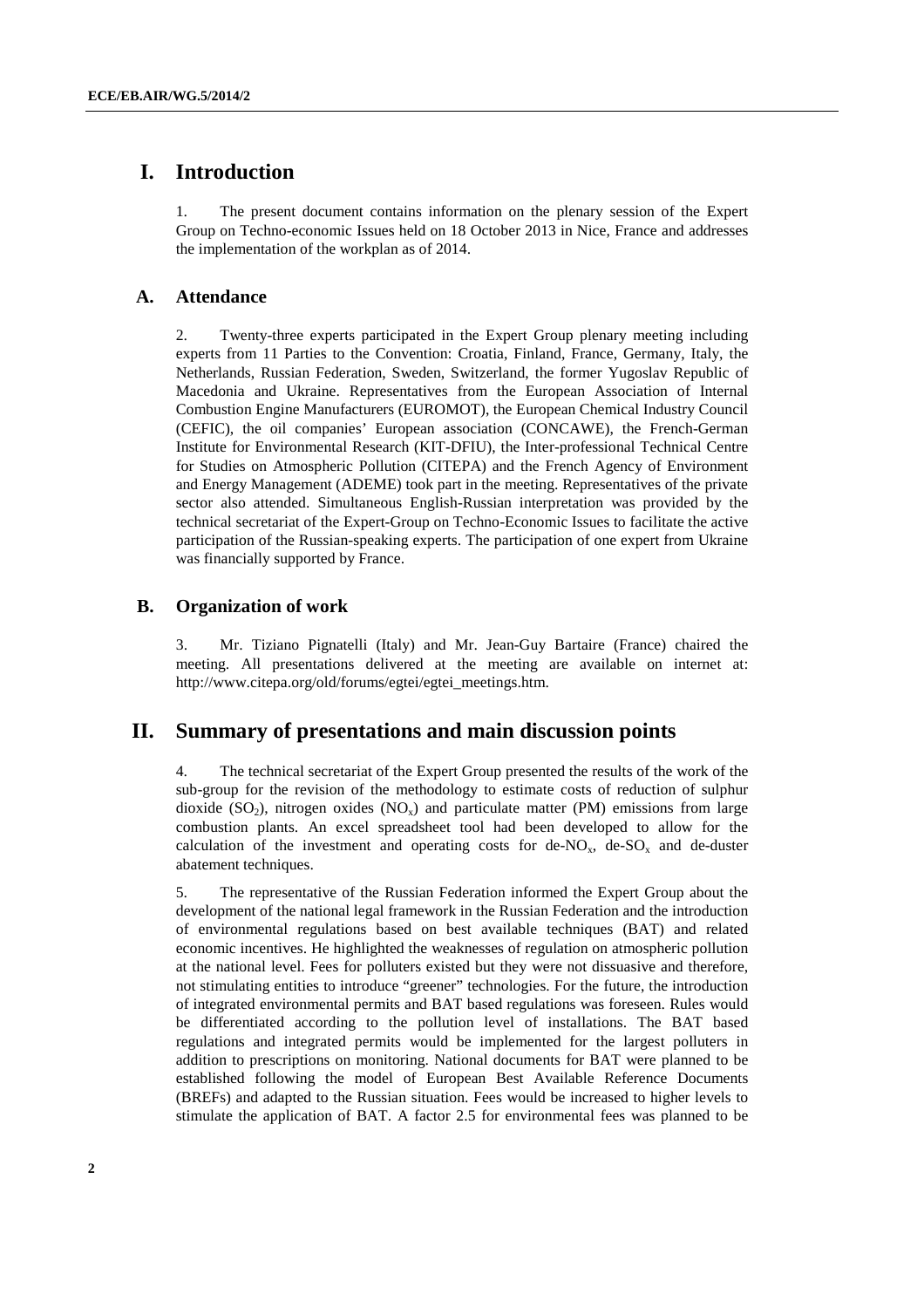# I. Introduction

1. The present document contains information on the plenary session of the Expert Group on Techno-economic Issues held on 18 October 2013 in Nice, France and addresses the implementation of the workplan as of 2014.

## A. Attendance

2. Twenty-three experts participated in the Expert Group plenary meeting including experts from 11 Parties to the Convention: Croatia, Finland, France, Germany, Italy, the Netherlands, Russian Federation, Sweden, Switzerland, the former Yugoslav Republic of Macedonia and Ukraine. Representatives from the European Association of Internal Combustion Engine Manufacturers (EUROMOT), the European Chemical Industry Council (CEFIC), the oil companies' European association (CONCAWE), the French-German Institute for Environmental Research (KIT-DFIU), the Inter-professional Technical Centre for Studies on Atmospheric Pollution (CITEPA) and the French Agency of Environment and Energy Management (ADEME) took part in the meeting. Representatives of the private sector also attended. Simultaneous English-Russian interpretation was provided by the technical secretariat of the Expert-Group on Techno-Economic Issues to facilitate the active participation of the Russian-speaking experts. The participation of one expert from Ukraine was financially supported by France.

## B. Organization of work

3. Mr. Tiziano Pignatelli (Italy) and Mr. Jean-Guy Bartaire (France) chaired the meeting. All presentations delivered at the meeting are available on internet at: http://www.citepa.org/old/forums/egtei/egtei_meetings.htm.

# II. Summary of presentations and main discussion points

4. The technical secretariat of the Expert Group presented the results of the work of the sub-group for the revision of the methodology to estimate costs of reduction of sulphur dioxide ($SO_2$), nitrogen oxides ($NO_x$) and particulate matter (PM) emissions from large combustion plants. An excel spreadsheet tool had been developed to allow for the calculation of the investment and operating costs for de-$NO_x$, de-$SO_x$ and de-duster abatement techniques.

5. The representative of the Russian Federation informed the Expert Group about the development of the national legal framework in the Russian Federation and the introduction of environmental regulations based on best available techniques (BAT) and related economic incentives. He highlighted the weaknesses of regulation on atmospheric pollution at the national level. Fees for polluters existed but they were not dissuasive and therefore, not stimulating entities to introduce "greener" technologies. For the future, the introduction of integrated environmental permits and BAT based regulations was foreseen. Rules would be differentiated according to the pollution level of installations. The BAT based regulations and integrated permits would be implemented for the largest polluters in addition to prescriptions on monitoring. National documents for BAT were planned to be established following the model of European Best Available Reference Documents (BREFs) and adapted to the Russian situation. Fees would be increased to higher levels to stimulate the application of BAT. A factor 2.5 for environmental fees was planned to be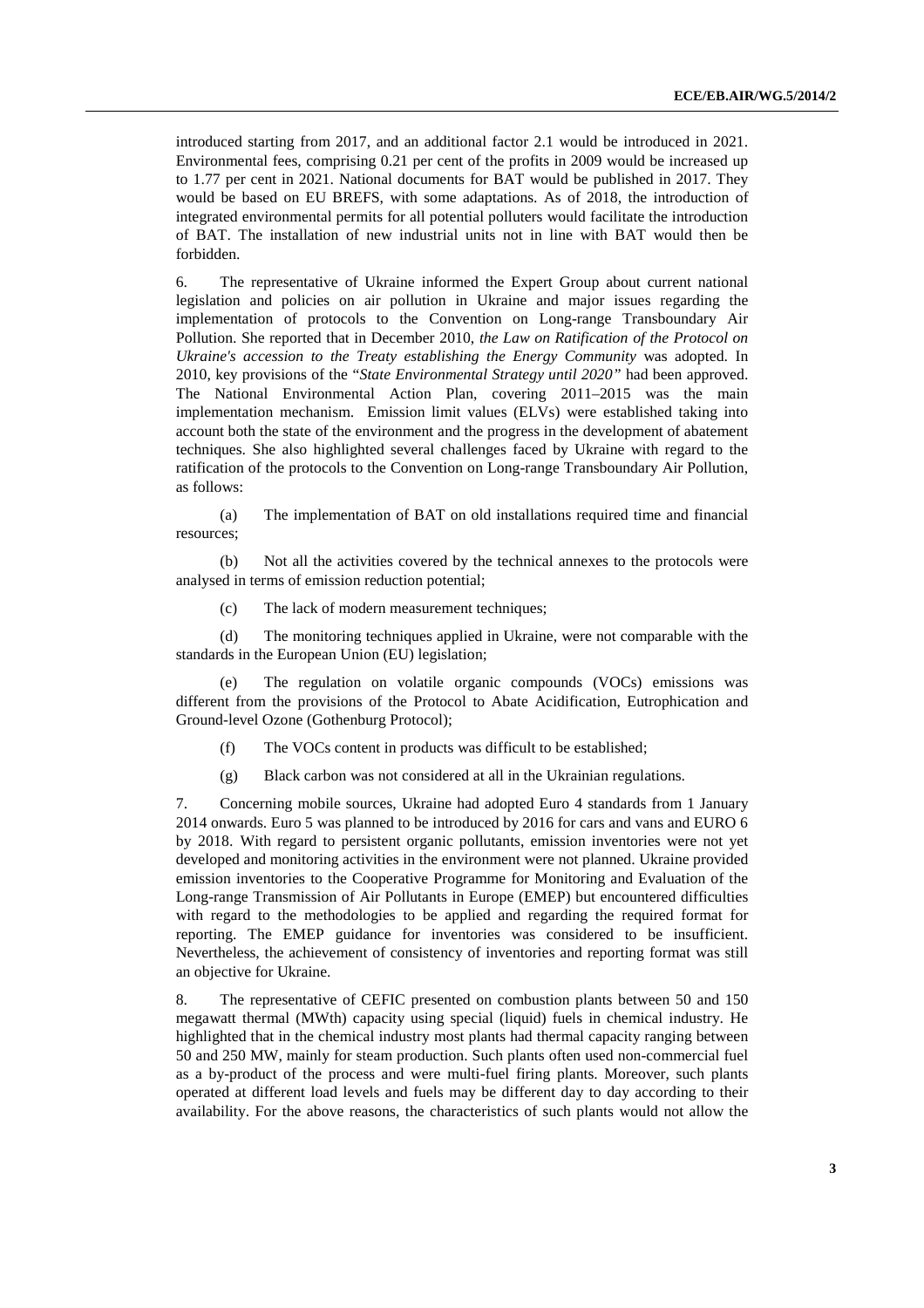introduced starting from 2017, and an additional factor 2.1 would be introduced in 2021. Environmental fees, comprising 0.21 per cent of the profits in 2009 would be increased up to 1.77 per cent in 2021. National documents for BAT would be published in 2017. They would be based on EU BREFS, with some adaptations. As of 2018, the introduction of integrated environmental permits for all potential polluters would facilitate the introduction of BAT. The installation of new industrial units not in line with BAT would then be forbidden.

6. The representative of Ukraine informed the Expert Group about current national legislation and policies on air pollution in Ukraine and major issues regarding the implementation of protocols to the Convention on Long-range Transboundary Air Pollution. She reported that in December 2010, *the Law on Ratification of the Protocol on Ukraine's accession to the Treaty establishing the Energy Community* was adopted. In 2010, key provisions of the "*State Environmental Strategy until 2020"* had been approved. The National Environmental Action Plan, covering 2011–2015 was the main implementation mechanism. Emission limit values (ELVs) were established taking into account both the state of the environment and the progress in the development of abatement techniques. She also highlighted several challenges faced by Ukraine with regard to the ratification of the protocols to the Convention on Long-range Transboundary Air Pollution, as follows:

(a) The implementation of BAT on old installations required time and financial resources;

(b) Not all the activities covered by the technical annexes to the protocols were analysed in terms of emission reduction potential;

(c) The lack of modern measurement techniques;

(d) The monitoring techniques applied in Ukraine, were not comparable with the standards in the European Union (EU) legislation;

(e) The regulation on volatile organic compounds (VOCs) emissions was different from the provisions of the Protocol to Abate Acidification, Eutrophication and Ground-level Ozone (Gothenburg Protocol);

(f) The VOCs content in products was difficult to be established;

(g) Black carbon was not considered at all in the Ukrainian regulations.

7. Concerning mobile sources, Ukraine had adopted Euro 4 standards from 1 January 2014 onwards. Euro 5 was planned to be introduced by 2016 for cars and vans and EURO 6 by 2018. With regard to persistent organic pollutants, emission inventories were not yet developed and monitoring activities in the environment were not planned. Ukraine provided emission inventories to the Cooperative Programme for Monitoring and Evaluation of the Long-range Transmission of Air Pollutants in Europe (EMEP) but encountered difficulties with regard to the methodologies to be applied and regarding the required format for reporting. The EMEP guidance for inventories was considered to be insufficient. Nevertheless, the achievement of consistency of inventories and reporting format was still an objective for Ukraine.

8. The representative of CEFIC presented on combustion plants between 50 and 150 megawatt thermal (MWth) capacity using special (liquid) fuels in chemical industry. He highlighted that in the chemical industry most plants had thermal capacity ranging between 50 and 250 MW, mainly for steam production. Such plants often used non-commercial fuel as a by-product of the process and were multi-fuel firing plants. Moreover, such plants operated at different load levels and fuels may be different day to day according to their availability. For the above reasons, the characteristics of such plants would not allow the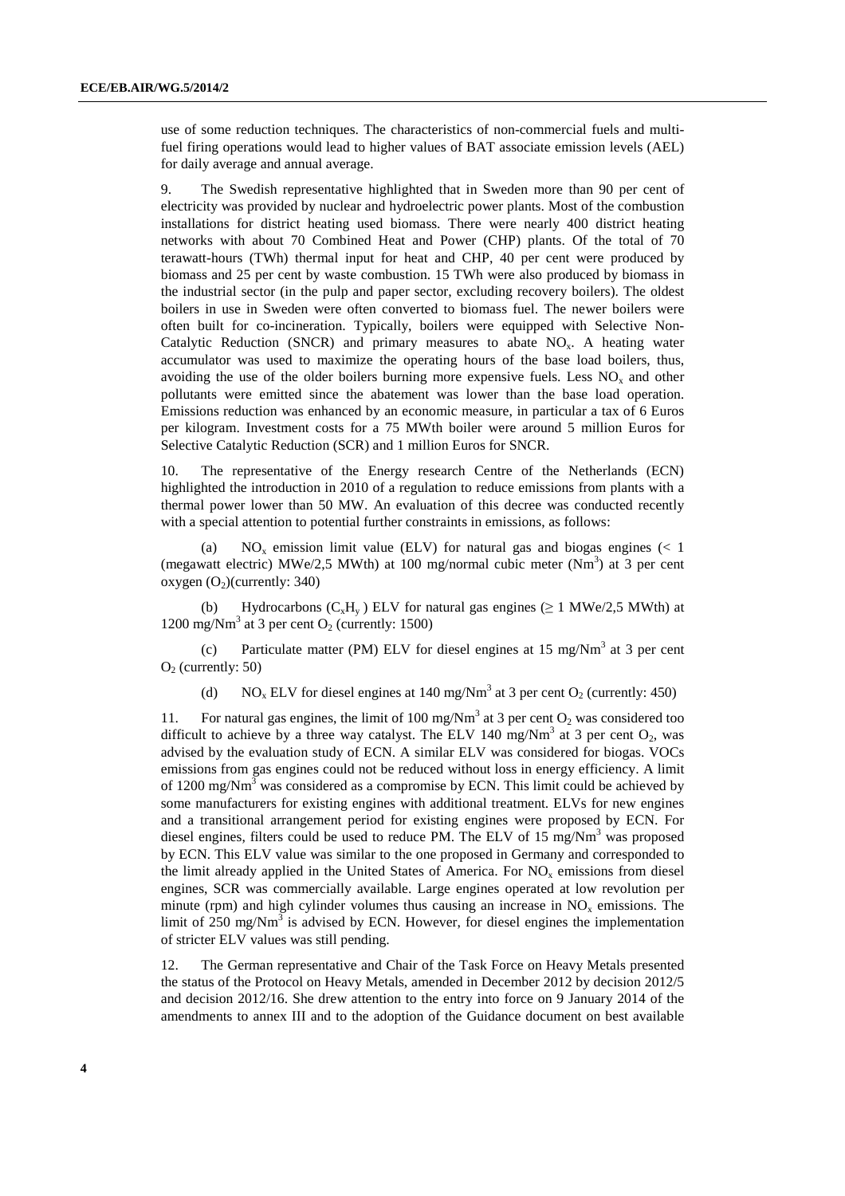use of some reduction techniques. The characteristics of non-commercial fuels and multi-fuel firing operations would lead to higher values of BAT associate emission levels (AEL) for daily average and annual average.

9. The Swedish representative highlighted that in Sweden more than 90 per cent of electricity was provided by nuclear and hydroelectric power plants. Most of the combustion installations for district heating used biomass. There were nearly 400 district heating networks with about 70 Combined Heat and Power (CHP) plants. Of the total of 70 terawatt-hours (TWh) thermal input for heat and CHP, 40 per cent were produced by biomass and 25 per cent by waste combustion. 15 TWh were also produced by biomass in the industrial sector (in the pulp and paper sector, excluding recovery boilers). The oldest boilers in use in Sweden were often converted to biomass fuel. The newer boilers were often built for co-incineration. Typically, boilers were equipped with Selective Non-Catalytic Reduction (SNCR) and primary measures to abate $NO_x$. A heating water accumulator was used to maximize the operating hours of the base load boilers, thus, avoiding the use of the older boilers burning more expensive fuels. Less $NO_x$ and other pollutants were emitted since the abatement was lower than the base load operation. Emissions reduction was enhanced by an economic measure, in particular a tax of 6 Euros per kilogram. Investment costs for a 75 MWth boiler were around 5 million Euros for Selective Catalytic Reduction (SCR) and 1 million Euros for SNCR.

10. The representative of the Energy research Centre of the Netherlands (ECN) highlighted the introduction in 2010 of a regulation to reduce emissions from plants with a thermal power lower than 50 MW. An evaluation of this decree was conducted recently with a special attention to potential further constraints in emissions, as follows:

(a) $NO_x$ emission limit value (ELV) for natural gas and biogas engines (< 1 (megawatt electric) MWe/2,5 MWth) at 100 mg/normal cubic meter ($Nm^3$) at 3 per cent oxygen ($O_2$)(currently: 340)

(b) Hydrocarbons ($C_xH_y$) ELV for natural gas engines (≥ 1 MWe/2,5 MWth) at 1200 mg/$Nm^3$ at 3 per cent $O_2$ (currently: 1500)

(c) Particulate matter (PM) ELV for diesel engines at 15 mg/$Nm^3$ at 3 per cent $O_2$ (currently: 50)

(d) $NO_x$ ELV for diesel engines at 140 mg/$Nm^3$ at 3 per cent $O_2$ (currently: 450)

11. For natural gas engines, the limit of 100 mg/$Nm^3$ at 3 per cent $O_2$ was considered too difficult to achieve by a three way catalyst. The ELV 140 mg/$Nm^3$ at 3 per cent $O_2$, was advised by the evaluation study of ECN. A similar ELV was considered for biogas. VOCs emissions from gas engines could not be reduced without loss in energy efficiency. A limit of 1200 mg/$Nm^3$ was considered as a compromise by ECN. This limit could be achieved by some manufacturers for existing engines with additional treatment. ELVs for new engines and a transitional arrangement period for existing engines were proposed by ECN. For diesel engines, filters could be used to reduce PM. The ELV of 15 mg/$Nm^3$ was proposed by ECN. This ELV value was similar to the one proposed in Germany and corresponded to the limit already applied in the United States of America. For $NO_x$ emissions from diesel engines, SCR was commercially available. Large engines operated at low revolution per minute (rpm) and high cylinder volumes thus causing an increase in $NO_x$ emissions. The limit of 250 mg/$Nm^3$ is advised by ECN. However, for diesel engines the implementation of stricter ELV values was still pending.

12. The German representative and Chair of the Task Force on Heavy Metals presented the status of the Protocol on Heavy Metals, amended in December 2012 by decision 2012/5 and decision 2012/16. She drew attention to the entry into force on 9 January 2014 of the amendments to annex III and to the adoption of the Guidance document on best available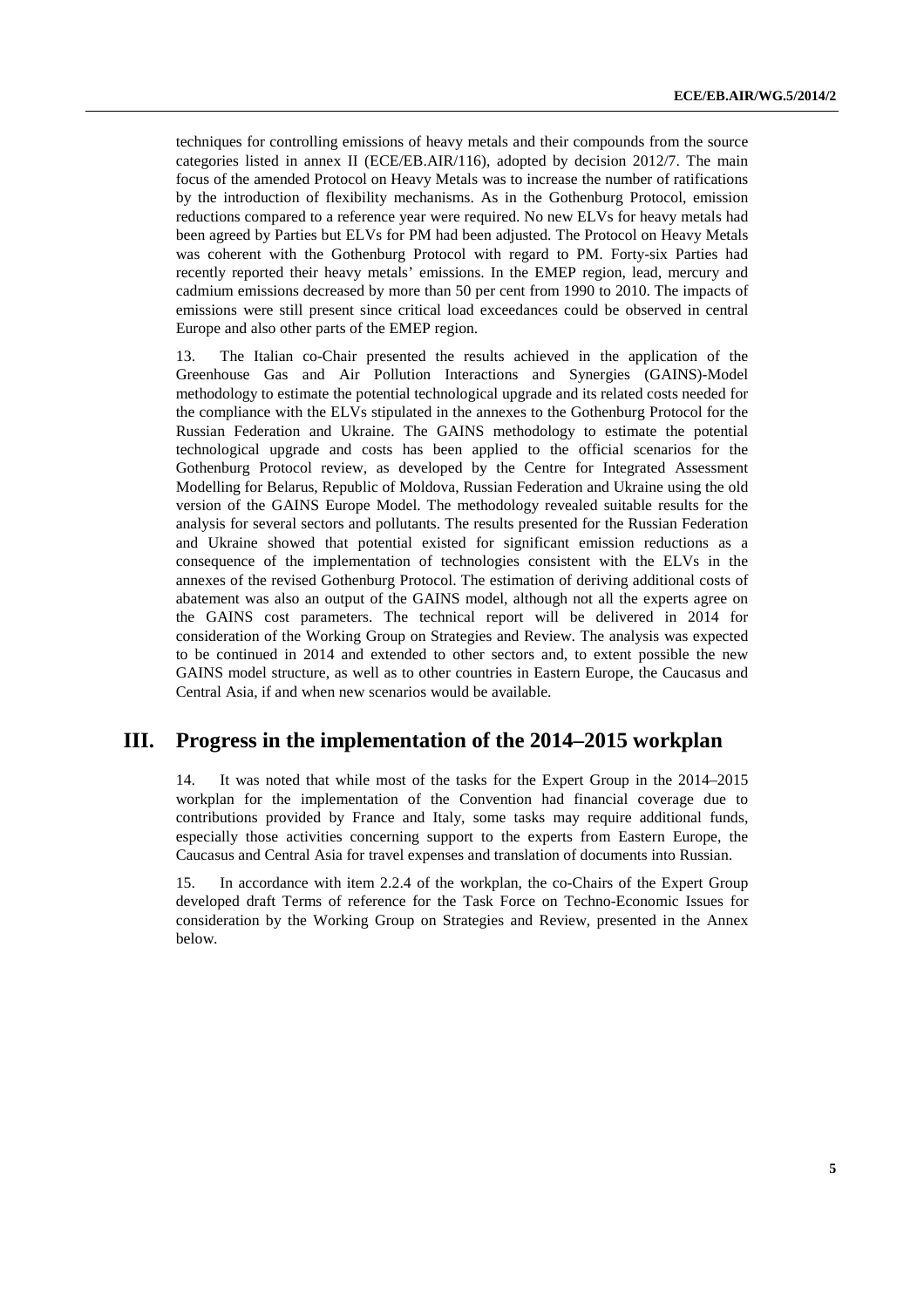techniques for controlling emissions of heavy metals and their compounds from the source categories listed in annex II (ECE/EB.AIR/116), adopted by decision 2012/7. The main focus of the amended Protocol on Heavy Metals was to increase the number of ratifications by the introduction of flexibility mechanisms. As in the Gothenburg Protocol, emission reductions compared to a reference year were required. No new ELVs for heavy metals had been agreed by Parties but ELVs for PM had been adjusted. The Protocol on Heavy Metals was coherent with the Gothenburg Protocol with regard to PM. Forty-six Parties had recently reported their heavy metals' emissions. In the EMEP region, lead, mercury and cadmium emissions decreased by more than 50 per cent from 1990 to 2010. The impacts of emissions were still present since critical load exceedances could be observed in central Europe and also other parts of the EMEP region.

13. The Italian co-Chair presented the results achieved in the application of the Greenhouse Gas and Air Pollution Interactions and Synergies (GAINS)-Model methodology to estimate the potential technological upgrade and its related costs needed for the compliance with the ELVs stipulated in the annexes to the Gothenburg Protocol for the Russian Federation and Ukraine. The GAINS methodology to estimate the potential technological upgrade and costs has been applied to the official scenarios for the Gothenburg Protocol review, as developed by the Centre for Integrated Assessment Modelling for Belarus, Republic of Moldova, Russian Federation and Ukraine using the old version of the GAINS Europe Model. The methodology revealed suitable results for the analysis for several sectors and pollutants. The results presented for the Russian Federation and Ukraine showed that potential existed for significant emission reductions as a consequence of the implementation of technologies consistent with the ELVs in the annexes of the revised Gothenburg Protocol. The estimation of deriving additional costs of abatement was also an output of the GAINS model, although not all the experts agree on the GAINS cost parameters. The technical report will be delivered in 2014 for consideration of the Working Group on Strategies and Review. The analysis was expected to be continued in 2014 and extended to other sectors and, to extent possible the new GAINS model structure, as well as to other countries in Eastern Europe, the Caucasus and Central Asia, if and when new scenarios would be available.

## III. Progress in the implementation of the 2014–2015 workplan

14. It was noted that while most of the tasks for the Expert Group in the 2014–2015 workplan for the implementation of the Convention had financial coverage due to contributions provided by France and Italy, some tasks may require additional funds, especially those activities concerning support to the experts from Eastern Europe, the Caucasus and Central Asia for travel expenses and translation of documents into Russian.

15. In accordance with item 2.2.4 of the workplan, the co-Chairs of the Expert Group developed draft Terms of reference for the Task Force on Techno-Economic Issues for consideration by the Working Group on Strategies and Review, presented in the Annex below.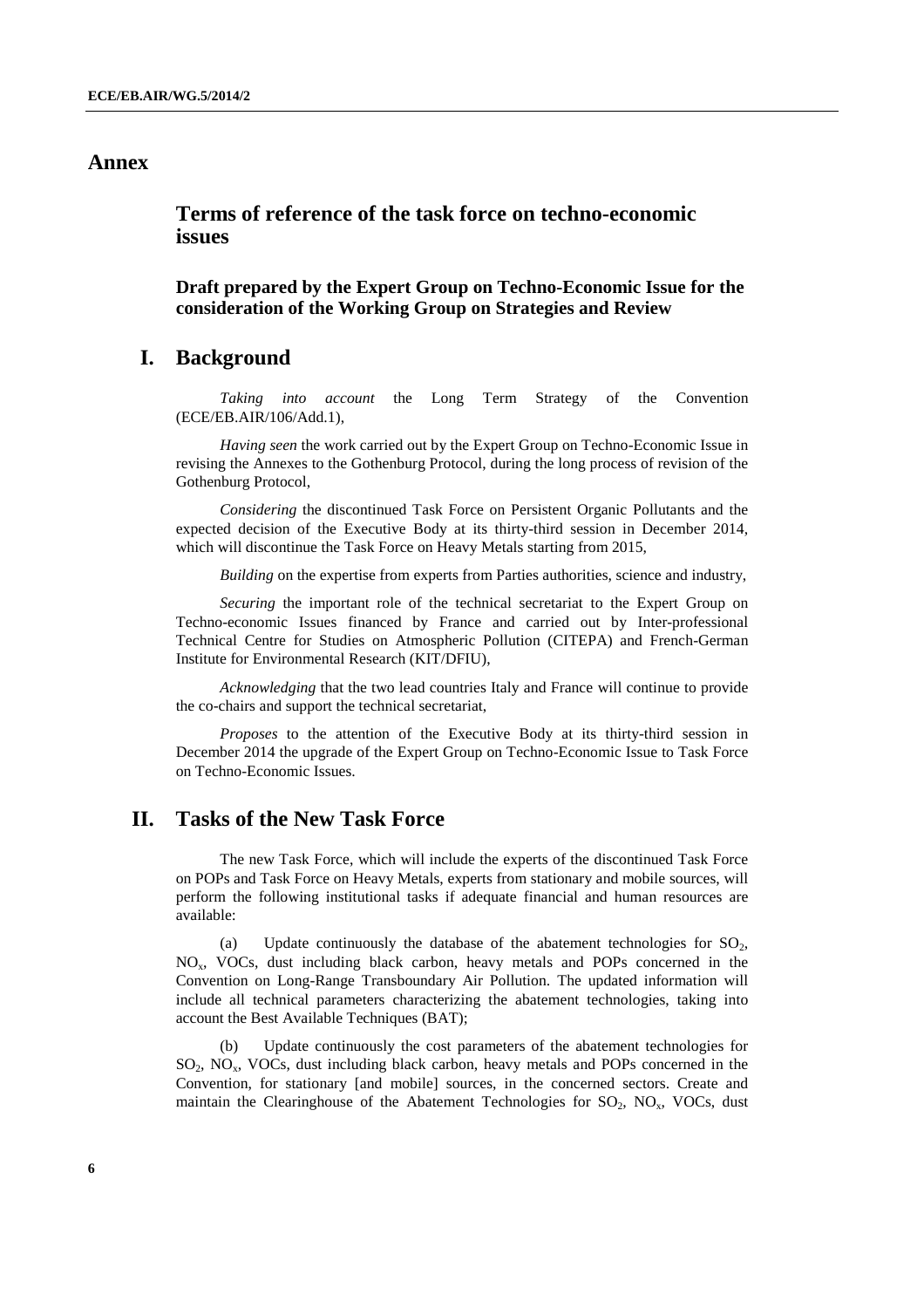# Annex

## Terms of reference of the task force on techno-economic issues

### Draft prepared by the Expert Group on Techno-Economic Issue for the consideration of the Working Group on Strategies and Review

## I. Background

*Taking into account* the Long Term Strategy of the Convention (ECE/EB.AIR/106/Add.1),

*Having seen* the work carried out by the Expert Group on Techno-Economic Issue in revising the Annexes to the Gothenburg Protocol, during the long process of revision of the Gothenburg Protocol,

*Considering* the discontinued Task Force on Persistent Organic Pollutants and the expected decision of the Executive Body at its thirty-third session in December 2014, which will discontinue the Task Force on Heavy Metals starting from 2015,

*Building* on the expertise from experts from Parties authorities, science and industry,

*Securing* the important role of the technical secretariat to the Expert Group on Techno-economic Issues financed by France and carried out by Inter-professional Technical Centre for Studies on Atmospheric Pollution (CITEPA) and French-German Institute for Environmental Research (KIT/DFIU),

*Acknowledging* that the two lead countries Italy and France will continue to provide the co-chairs and support the technical secretariat,

*Proposes* to the attention of the Executive Body at its thirty-third session in December 2014 the upgrade of the Expert Group on Techno-Economic Issue to Task Force on Techno-Economic Issues.

## II. Tasks of the New Task Force

The new Task Force, which will include the experts of the discontinued Task Force on POPs and Task Force on Heavy Metals, experts from stationary and mobile sources, will perform the following institutional tasks if adequate financial and human resources are available:

(a) Update continuously the database of the abatement technologies for $SO_2$, $NO_x$, VOCs, dust including black carbon, heavy metals and POPs concerned in the Convention on Long-Range Transboundary Air Pollution. The updated information will include all technical parameters characterizing the abatement technologies, taking into account the Best Available Techniques (BAT);

(b) Update continuously the cost parameters of the abatement technologies for $SO_2$, $NO_x$, VOCs, dust including black carbon, heavy metals and POPs concerned in the Convention, for stationary [and mobile] sources, in the concerned sectors. Create and maintain the Clearinghouse of the Abatement Technologies for $SO_2$, $NO_x$, VOCs, dust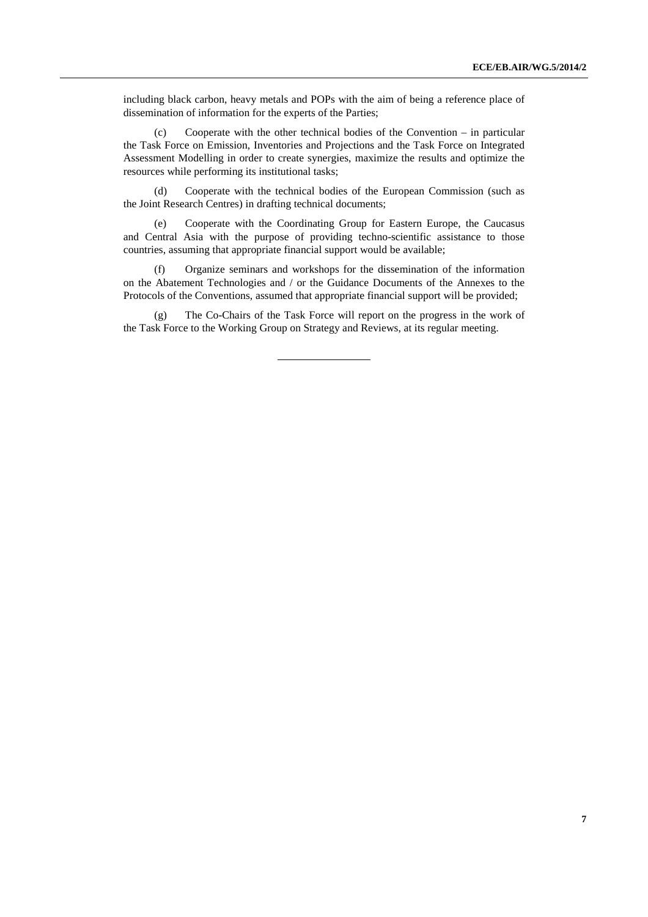including black carbon, heavy metals and POPs with the aim of being a reference place of dissemination of information for the experts of the Parties;

(c) Cooperate with the other technical bodies of the Convention – in particular the Task Force on Emission, Inventories and Projections and the Task Force on Integrated Assessment Modelling in order to create synergies, maximize the results and optimize the resources while performing its institutional tasks;

(d) Cooperate with the technical bodies of the European Commission (such as the Joint Research Centres) in drafting technical documents;

(e) Cooperate with the Coordinating Group for Eastern Europe, the Caucasus and Central Asia with the purpose of providing techno-scientific assistance to those countries, assuming that appropriate financial support would be available;

(f) Organize seminars and workshops for the dissemination of the information on the Abatement Technologies and / or the Guidance Documents of the Annexes to the Protocols of the Conventions, assumed that appropriate financial support will be provided;

(g) The Co-Chairs of the Task Force will report on the progress in the work of the Task Force to the Working Group on Strategy and Reviews, at its regular meeting.